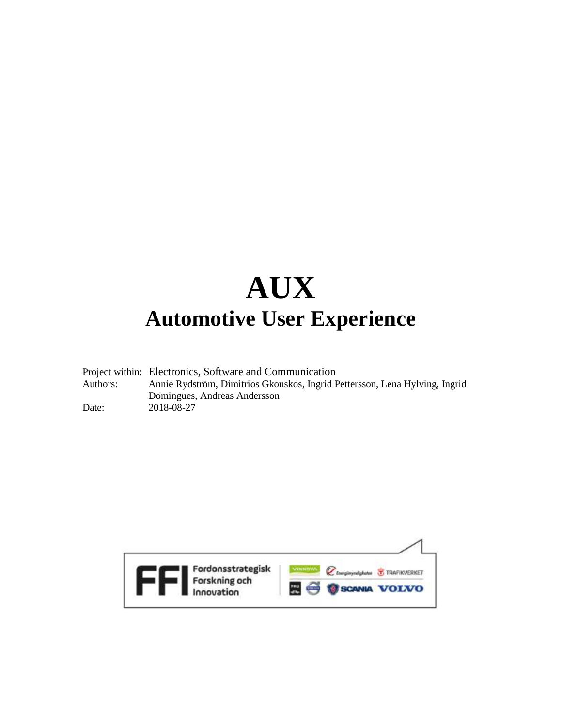# AUX

## Automotive User Experience

Project within: Electronics, Software and Communication

Authors: Annie Rydström, Dimitrios Gkouskos, Ingrid Pettersson, Lena Hylving, Ingrid Domingues, Andreas Andersson

Date: 2018-08-27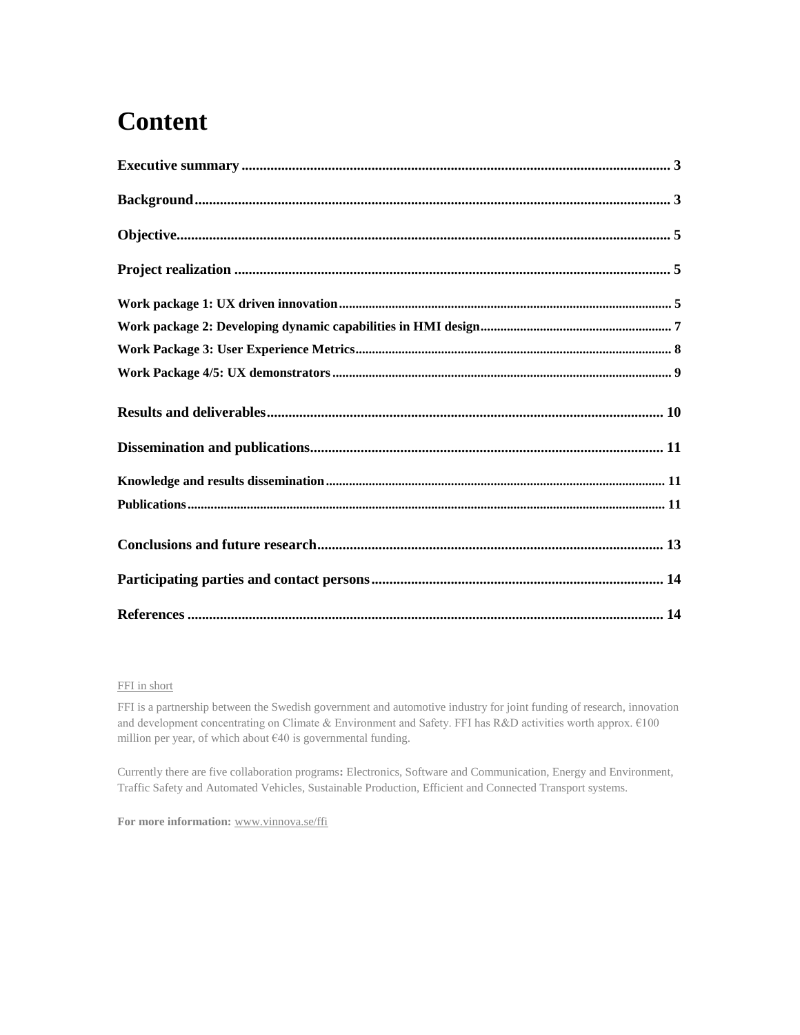# Content

**Executive summary** ........ 3

**Background** ........ 3

**Objective** ........ 5

**Project realization** ........ 5

**Work package 1: UX driven innovation** ........ 5

**Work package 2: Developing dynamic capabilities in HMI design** ........ 7

**Work Package 3: User Experience Metrics** ........ 8

**Work Package 4/5: UX demonstrators** ........ 9

**Results and deliverables** ........ 10

**Dissemination and publications** ........ 11

**Knowledge and results dissemination** ........ 11

**Publications** ........ 11

**Conclusions and future research** ........ 13

**Participating parties and contact persons** ........ 14

**References** ........ 14

FFI in short

FFI is a partnership between the Swedish government and automotive industry for joint funding of research, innovation and development concentrating on Climate & Environment and Safety. FFI has R&D activities worth approx. €100 million per year, of which about €40 is governmental funding.

Currently there are five collaboration programs**:** Electronics, Software and Communication, Energy and Environment, Traffic Safety and Automated Vehicles, Sustainable Production, Efficient and Connected Transport systems.

**For more information:** www.vinnova.se/ffi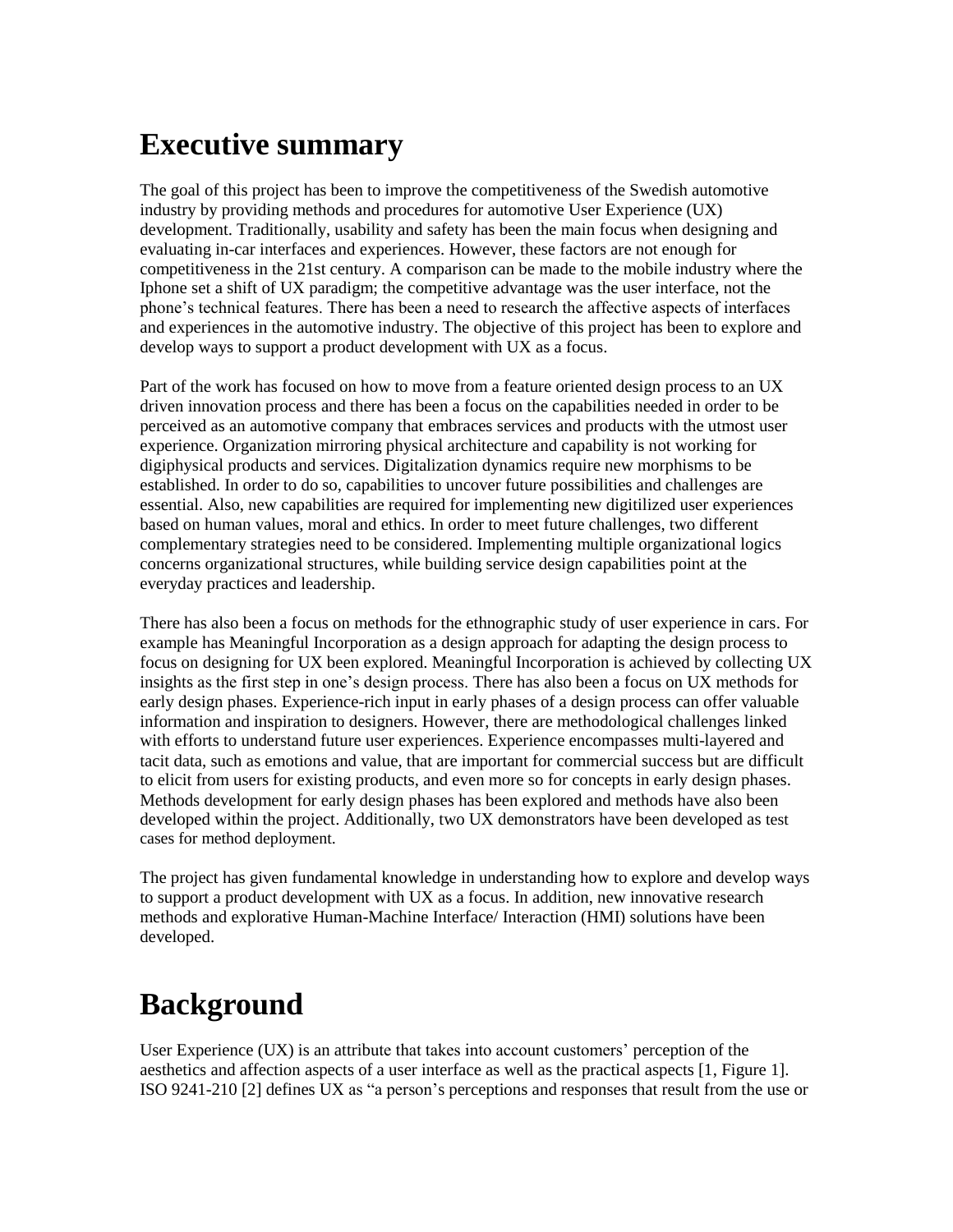# Executive summary

The goal of this project has been to improve the competitiveness of the Swedish automotive industry by providing methods and procedures for automotive User Experience (UX) development. Traditionally, usability and safety has been the main focus when designing and evaluating in-car interfaces and experiences. However, these factors are not enough for competitiveness in the 21st century. A comparison can be made to the mobile industry where the Iphone set a shift of UX paradigm; the competitive advantage was the user interface, not the phone's technical features. There has been a need to research the affective aspects of interfaces and experiences in the automotive industry. The objective of this project has been to explore and develop ways to support a product development with UX as a focus.

Part of the work has focused on how to move from a feature oriented design process to an UX driven innovation process and there has been a focus on the capabilities needed in order to be perceived as an automotive company that embraces services and products with the utmost user experience. Organization mirroring physical architecture and capability is not working for digiphysical products and services. Digitalization dynamics require new morphisms to be established. In order to do so, capabilities to uncover future possibilities and challenges are essential. Also, new capabilities are required for implementing new digitilized user experiences based on human values, moral and ethics. In order to meet future challenges, two different complementary strategies need to be considered. Implementing multiple organizational logics concerns organizational structures, while building service design capabilities point at the everyday practices and leadership.

There has also been a focus on methods for the ethnographic study of user experience in cars. For example has Meaningful Incorporation as a design approach for adapting the design process to focus on designing for UX been explored. Meaningful Incorporation is achieved by collecting UX insights as the first step in one's design process. There has also been a focus on UX methods for early design phases. Experience-rich input in early phases of a design process can offer valuable information and inspiration to designers. However, there are methodological challenges linked with efforts to understand future user experiences. Experience encompasses multi-layered and tacit data, such as emotions and value, that are important for commercial success but are difficult to elicit from users for existing products, and even more so for concepts in early design phases. Methods development for early design phases has been explored and methods have also been developed within the project. Additionally, two UX demonstrators have been developed as test cases for method deployment.

The project has given fundamental knowledge in understanding how to explore and develop ways to support a product development with UX as a focus. In addition, new innovative research methods and explorative Human-Machine Interface/ Interaction (HMI) solutions have been developed.

# Background

User Experience (UX) is an attribute that takes into account customers' perception of the aesthetics and affection aspects of a user interface as well as the practical aspects [1, Figure 1]. ISO 9241-210 [2] defines UX as "a person's perceptions and responses that result from the use or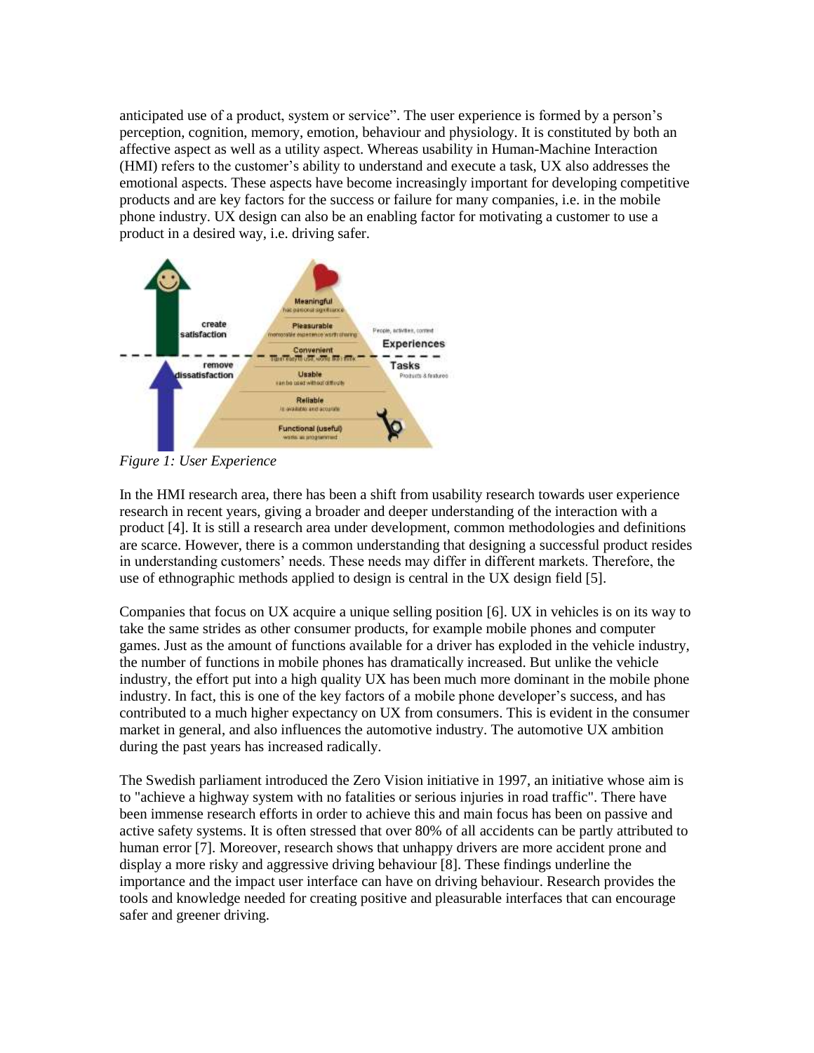anticipated use of a product, system or service". The user experience is formed by a person's perception, cognition, memory, emotion, behaviour and physiology. It is constituted by both an affective aspect as well as a utility aspect. Whereas usability in Human-Machine Interaction (HMI) refers to the customer's ability to understand and execute a task, UX also addresses the emotional aspects. These aspects have become increasingly important for developing competitive products and are key factors for the success or failure for many companies, i.e. in the mobile phone industry. UX design can also be an enabling factor for motivating a customer to use a product in a desired way, i.e. driving safer.

*Figure 1: User Experience*

In the HMI research area, there has been a shift from usability research towards user experience research in recent years, giving a broader and deeper understanding of the interaction with a product [4]. It is still a research area under development, common methodologies and definitions are scarce. However, there is a common understanding that designing a successful product resides in understanding customers' needs. These needs may differ in different markets. Therefore, the use of ethnographic methods applied to design is central in the UX design field [5].

Companies that focus on UX acquire a unique selling position [6]. UX in vehicles is on its way to take the same strides as other consumer products, for example mobile phones and computer games. Just as the amount of functions available for a driver has exploded in the vehicle industry, the number of functions in mobile phones has dramatically increased. But unlike the vehicle industry, the effort put into a high quality UX has been much more dominant in the mobile phone industry. In fact, this is one of the key factors of a mobile phone developer's success, and has contributed to a much higher expectancy on UX from consumers. This is evident in the consumer market in general, and also influences the automotive industry. The automotive UX ambition during the past years has increased radically.

The Swedish parliament introduced the Zero Vision initiative in 1997, an initiative whose aim is to "achieve a highway system with no fatalities or serious injuries in road traffic". There have been immense research efforts in order to achieve this and main focus has been on passive and active safety systems. It is often stressed that over 80% of all accidents can be partly attributed to human error [7]. Moreover, research shows that unhappy drivers are more accident prone and display a more risky and aggressive driving behaviour [8]. These findings underline the importance and the impact user interface can have on driving behaviour. Research provides the tools and knowledge needed for creating positive and pleasurable interfaces that can encourage safer and greener driving.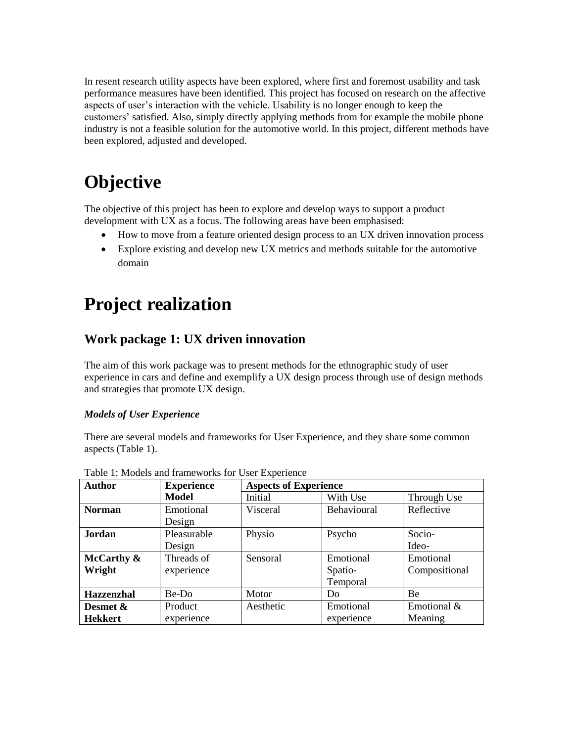In resent research utility aspects have been explored, where first and foremost usability and task performance measures have been identified. This project has focused on research on the affective aspects of user's interaction with the vehicle. Usability is no longer enough to keep the customers' satisfied. Also, simply directly applying methods from for example the mobile phone industry is not a feasible solution for the automotive world. In this project, different methods have been explored, adjusted and developed.

# Objective

The objective of this project has been to explore and develop ways to support a product development with UX as a focus. The following areas have been emphasised:

- How to move from a feature oriented design process to an UX driven innovation process
- Explore existing and develop new UX metrics and methods suitable for the automotive domain

# Project realization

## Work package 1: UX driven innovation

The aim of this work package was to present methods for the ethnographic study of user experience in cars and define and exemplify a UX design process through use of design methods and strategies that promote UX design.

***Models of User Experience***

There are several models and frameworks for User Experience, and they share some common aspects (Table 1).

Table 1: Models and frameworks for User Experience

| **Author** | **Experience Model** | **Aspects of Experience** | | |
|---|---|---|---|---|
| | | Initial | With Use | Through Use |
| **Norman** | Emotional Design | Visceral | Behavioural | Reflective |
| **Jordan** | Pleasurable Design | Physio | Psycho | Socio- Ideo- |
| **McCarthy & Wright** | Threads of experience | Sensoral | Emotional Spatio-Temporal | Emotional Compositional |
| **Hazzenzhal** | Be-Do | Motor | Do | Be |
| **Desmet & Hekkert** | Product experience | Aesthetic | Emotional experience | Emotional & Meaning |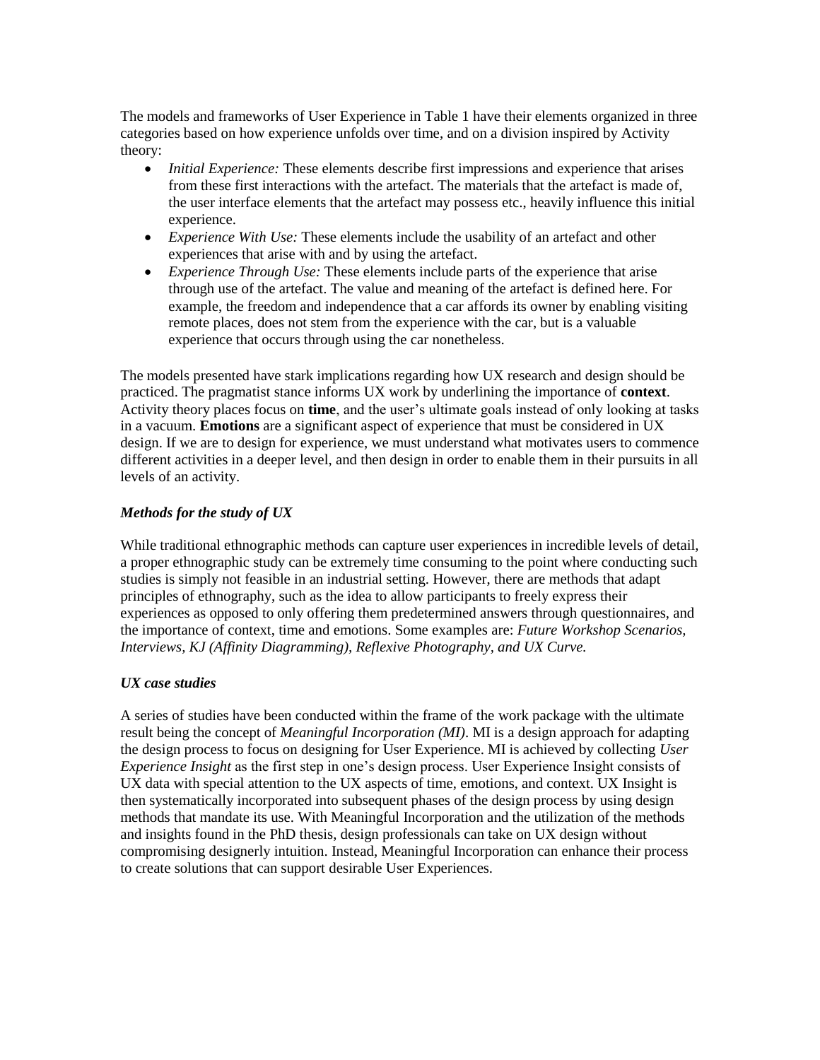The models and frameworks of User Experience in Table 1 have their elements organized in three categories based on how experience unfolds over time, and on a division inspired by Activity theory:

- *Initial Experience:* These elements describe first impressions and experience that arises from these first interactions with the artefact. The materials that the artefact is made of, the user interface elements that the artefact may possess etc., heavily influence this initial experience.
- *Experience With Use:* These elements include the usability of an artefact and other experiences that arise with and by using the artefact.
- *Experience Through Use:* These elements include parts of the experience that arise through use of the artefact. The value and meaning of the artefact is defined here. For example, the freedom and independence that a car affords its owner by enabling visiting remote places, does not stem from the experience with the car, but is a valuable experience that occurs through using the car nonetheless.

The models presented have stark implications regarding how UX research and design should be practiced. The pragmatist stance informs UX work by underlining the importance of **context**. Activity theory places focus on **time**, and the user's ultimate goals instead of only looking at tasks in a vacuum. **Emotions** are a significant aspect of experience that must be considered in UX design. If we are to design for experience, we must understand what motivates users to commence different activities in a deeper level, and then design in order to enable them in their pursuits in all levels of an activity.

### *Methods for the study of UX*

While traditional ethnographic methods can capture user experiences in incredible levels of detail, a proper ethnographic study can be extremely time consuming to the point where conducting such studies is simply not feasible in an industrial setting. However, there are methods that adapt principles of ethnography, such as the idea to allow participants to freely express their experiences as opposed to only offering them predetermined answers through questionnaires, and the importance of context, time and emotions. Some examples are: *Future Workshop Scenarios, Interviews, KJ (Affinity Diagramming), Reflexive Photography, and UX Curve.*

### *UX case studies*

A series of studies have been conducted within the frame of the work package with the ultimate result being the concept of *Meaningful Incorporation (MI)*. MI is a design approach for adapting the design process to focus on designing for User Experience. MI is achieved by collecting *User Experience Insight* as the first step in one's design process. User Experience Insight consists of UX data with special attention to the UX aspects of time, emotions, and context. UX Insight is then systematically incorporated into subsequent phases of the design process by using design methods that mandate its use. With Meaningful Incorporation and the utilization of the methods and insights found in the PhD thesis, design professionals can take on UX design without compromising designerly intuition. Instead, Meaningful Incorporation can enhance their process to create solutions that can support desirable User Experiences.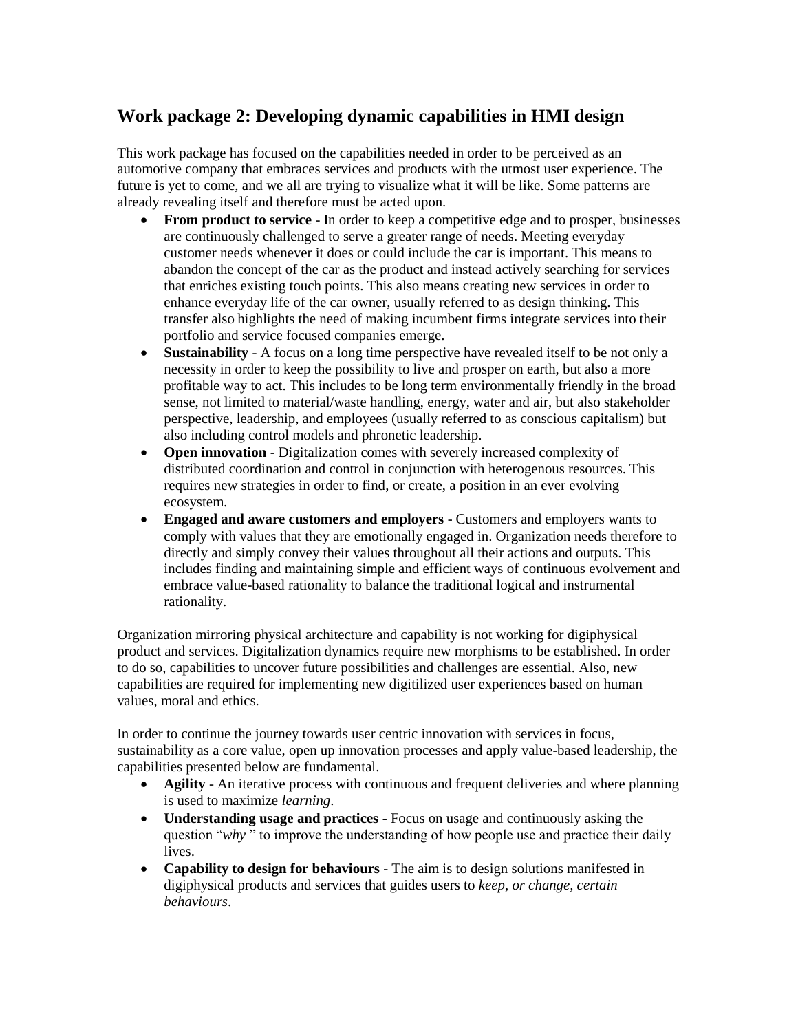## Work package 2: Developing dynamic capabilities in HMI design

This work package has focused on the capabilities needed in order to be perceived as an automotive company that embraces services and products with the utmost user experience. The future is yet to come, and we all are trying to visualize what it will be like. Some patterns are already revealing itself and therefore must be acted upon.

- **From product to service** - In order to keep a competitive edge and to prosper, businesses are continuously challenged to serve a greater range of needs. Meeting everyday customer needs whenever it does or could include the car is important. This means to abandon the concept of the car as the product and instead actively searching for services that enriches existing touch points. This also means creating new services in order to enhance everyday life of the car owner, usually referred to as design thinking. This transfer also highlights the need of making incumbent firms integrate services into their portfolio and service focused companies emerge.
- **Sustainability** - A focus on a long time perspective have revealed itself to be not only a necessity in order to keep the possibility to live and prosper on earth, but also a more profitable way to act. This includes to be long term environmentally friendly in the broad sense, not limited to material/waste handling, energy, water and air, but also stakeholder perspective, leadership, and employees (usually referred to as conscious capitalism) but also including control models and phronetic leadership.
- **Open innovation** - Digitalization comes with severely increased complexity of distributed coordination and control in conjunction with heterogenous resources. This requires new strategies in order to find, or create, a position in an ever evolving ecosystem.
- **Engaged and aware customers and employers** - Customers and employers wants to comply with values that they are emotionally engaged in. Organization needs therefore to directly and simply convey their values throughout all their actions and outputs. This includes finding and maintaining simple and efficient ways of continuous evolvement and embrace value-based rationality to balance the traditional logical and instrumental rationality.

Organization mirroring physical architecture and capability is not working for digiphysical product and services. Digitalization dynamics require new morphisms to be established. In order to do so, capabilities to uncover future possibilities and challenges are essential. Also, new capabilities are required for implementing new digitilized user experiences based on human values, moral and ethics.

In order to continue the journey towards user centric innovation with services in focus, sustainability as a core value, open up innovation processes and apply value-based leadership, the capabilities presented below are fundamental.

- **Agility** - An iterative process with continuous and frequent deliveries and where planning is used to maximize *learning*.
- **Understanding usage and practices -** Focus on usage and continuously asking the question "*why* " to improve the understanding of how people use and practice their daily lives.
- **Capability to design for behaviours** - The aim is to design solutions manifested in digiphysical products and services that guides users to *keep, or change, certain behaviours*.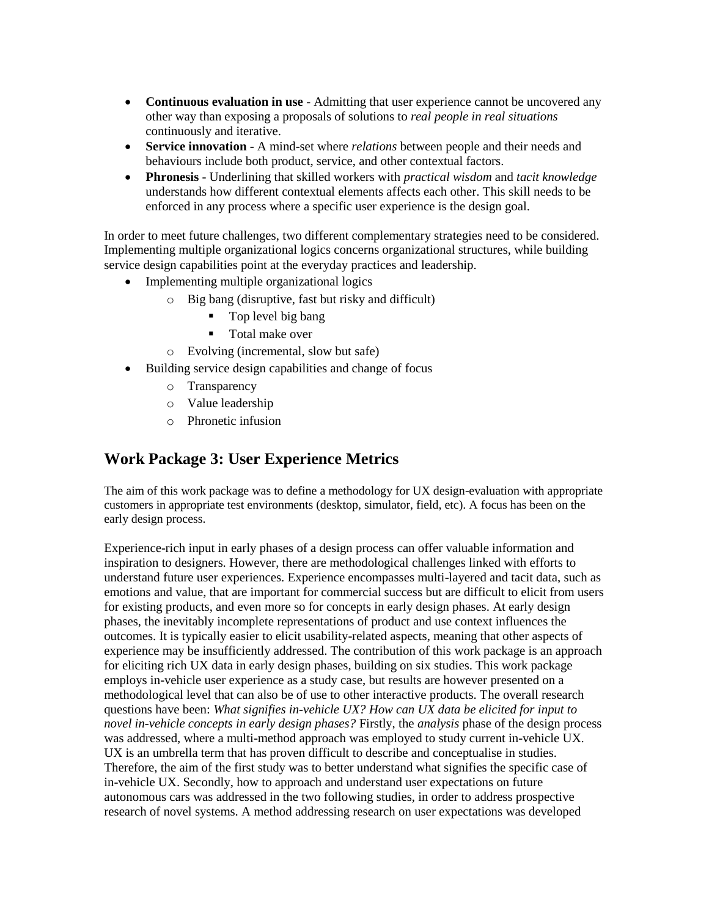- **Continuous evaluation in use** - Admitting that user experience cannot be uncovered any other way than exposing a proposals of solutions to *real people in real situations* continuously and iterative.
- **Service innovation** - A mind-set where *relations* between people and their needs and behaviours include both product, service, and other contextual factors.
- **Phronesis** - Underlining that skilled workers with *practical wisdom* and *tacit knowledge* understands how different contextual elements affects each other. This skill needs to be enforced in any process where a specific user experience is the design goal.

In order to meet future challenges, two different complementary strategies need to be considered. Implementing multiple organizational logics concerns organizational structures, while building service design capabilities point at the everyday practices and leadership.

- Implementing multiple organizational logics
  - Big bang (disruptive, fast but risky and difficult)
    - Top level big bang
    - Total make over
  - Evolving (incremental, slow but safe)
- Building service design capabilities and change of focus
  - Transparency
  - Value leadership
  - Phronetic infusion

## Work Package 3: User Experience Metrics

The aim of this work package was to define a methodology for UX design-evaluation with appropriate customers in appropriate test environments (desktop, simulator, field, etc). A focus has been on the early design process.

Experience-rich input in early phases of a design process can offer valuable information and inspiration to designers. However, there are methodological challenges linked with efforts to understand future user experiences. Experience encompasses multi-layered and tacit data, such as emotions and value, that are important for commercial success but are difficult to elicit from users for existing products, and even more so for concepts in early design phases. At early design phases, the inevitably incomplete representations of product and use context influences the outcomes. It is typically easier to elicit usability-related aspects, meaning that other aspects of experience may be insufficiently addressed. The contribution of this work package is an approach for eliciting rich UX data in early design phases, building on six studies. This work package employs in-vehicle user experience as a study case, but results are however presented on a methodological level that can also be of use to other interactive products. The overall research questions have been: *What signifies in-vehicle UX? How can UX data be elicited for input to novel in-vehicle concepts in early design phases?* Firstly, the *analysis* phase of the design process was addressed, where a multi-method approach was employed to study current in-vehicle UX. UX is an umbrella term that has proven difficult to describe and conceptualise in studies. Therefore, the aim of the first study was to better understand what signifies the specific case of in-vehicle UX. Secondly, how to approach and understand user expectations on future autonomous cars was addressed in the two following studies, in order to address prospective research of novel systems. A method addressing research on user expectations was developed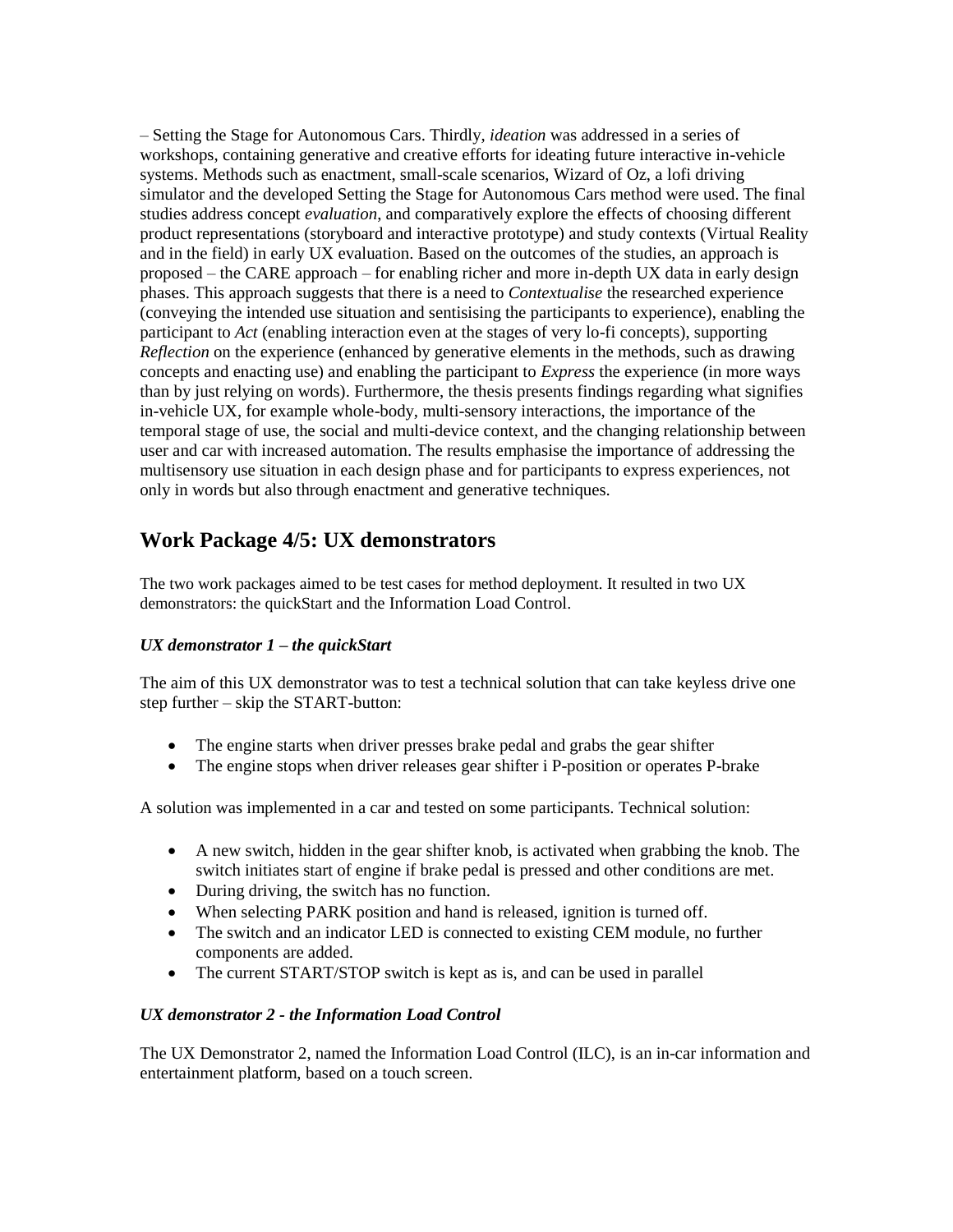– Setting the Stage for Autonomous Cars. Thirdly, *ideation* was addressed in a series of workshops, containing generative and creative efforts for ideating future interactive in-vehicle systems. Methods such as enactment, small-scale scenarios, Wizard of Oz, a lofi driving simulator and the developed Setting the Stage for Autonomous Cars method were used. The final studies address concept *evaluation*, and comparatively explore the effects of choosing different product representations (storyboard and interactive prototype) and study contexts (Virtual Reality and in the field) in early UX evaluation. Based on the outcomes of the studies, an approach is proposed – the CARE approach – for enabling richer and more in-depth UX data in early design phases. This approach suggests that there is a need to *Contextualise* the researched experience (conveying the intended use situation and sentisising the participants to experience), enabling the participant to *Act* (enabling interaction even at the stages of very lo-fi concepts), supporting *Reflection* on the experience (enhanced by generative elements in the methods, such as drawing concepts and enacting use) and enabling the participant to *Express* the experience (in more ways than by just relying on words). Furthermore, the thesis presents findings regarding what signifies in-vehicle UX, for example whole-body, multi-sensory interactions, the importance of the temporal stage of use, the social and multi-device context, and the changing relationship between user and car with increased automation. The results emphasise the importance of addressing the multisensory use situation in each design phase and for participants to express experiences, not only in words but also through enactment and generative techniques.

## Work Package 4/5: UX demonstrators

The two work packages aimed to be test cases for method deployment. It resulted in two UX demonstrators: the quickStart and the Information Load Control.

### *UX demonstrator 1 – the quickStart*

The aim of this UX demonstrator was to test a technical solution that can take keyless drive one step further – skip the START-button:

- The engine starts when driver presses brake pedal and grabs the gear shifter
- The engine stops when driver releases gear shifter i P-position or operates P-brake

A solution was implemented in a car and tested on some participants. Technical solution:

- A new switch, hidden in the gear shifter knob, is activated when grabbing the knob. The switch initiates start of engine if brake pedal is pressed and other conditions are met.
- During driving, the switch has no function.
- When selecting PARK position and hand is released, ignition is turned off.
- The switch and an indicator LED is connected to existing CEM module, no further components are added.
- The current START/STOP switch is kept as is, and can be used in parallel

### *UX demonstrator 2 - the Information Load Control*

The UX Demonstrator 2, named the Information Load Control (ILC), is an in-car information and entertainment platform, based on a touch screen.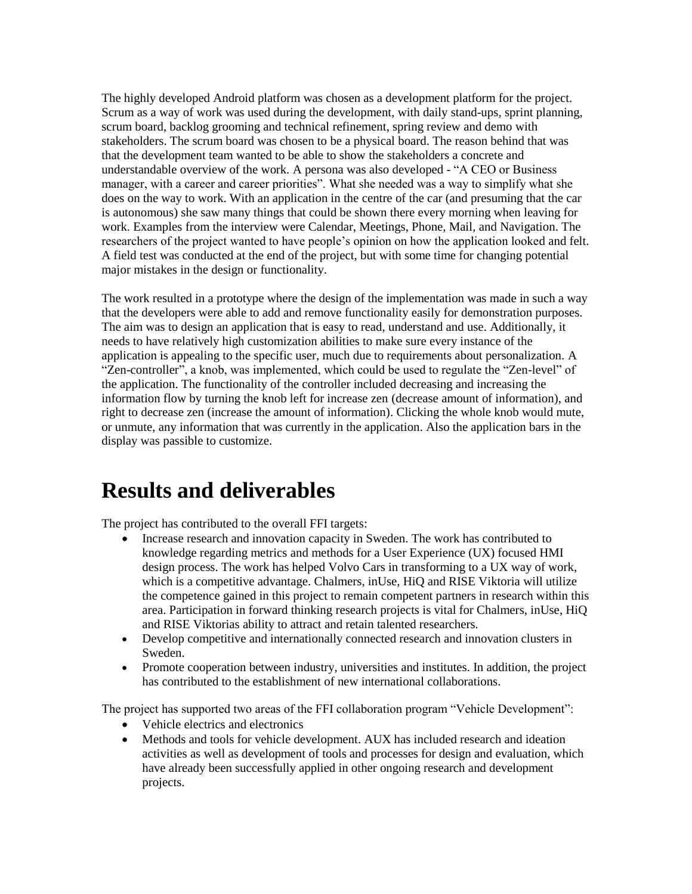The highly developed Android platform was chosen as a development platform for the project. Scrum as a way of work was used during the development, with daily stand-ups, sprint planning, scrum board, backlog grooming and technical refinement, spring review and demo with stakeholders. The scrum board was chosen to be a physical board. The reason behind that was that the development team wanted to be able to show the stakeholders a concrete and understandable overview of the work. A persona was also developed - "A CEO or Business manager, with a career and career priorities". What she needed was a way to simplify what she does on the way to work. With an application in the centre of the car (and presuming that the car is autonomous) she saw many things that could be shown there every morning when leaving for work. Examples from the interview were Calendar, Meetings, Phone, Mail, and Navigation. The researchers of the project wanted to have people's opinion on how the application looked and felt. A field test was conducted at the end of the project, but with some time for changing potential major mistakes in the design or functionality.

The work resulted in a prototype where the design of the implementation was made in such a way that the developers were able to add and remove functionality easily for demonstration purposes. The aim was to design an application that is easy to read, understand and use. Additionally, it needs to have relatively high customization abilities to make sure every instance of the application is appealing to the specific user, much due to requirements about personalization. A "Zen-controller", a knob, was implemented, which could be used to regulate the "Zen-level" of the application. The functionality of the controller included decreasing and increasing the information flow by turning the knob left for increase zen (decrease amount of information), and right to decrease zen (increase the amount of information). Clicking the whole knob would mute, or unmute, any information that was currently in the application. Also the application bars in the display was passible to customize.

# Results and deliverables

The project has contributed to the overall FFI targets:

- Increase research and innovation capacity in Sweden. The work has contributed to knowledge regarding metrics and methods for a User Experience (UX) focused HMI design process. The work has helped Volvo Cars in transforming to a UX way of work, which is a competitive advantage. Chalmers, inUse, HiQ and RISE Viktoria will utilize the competence gained in this project to remain competent partners in research within this area. Participation in forward thinking research projects is vital for Chalmers, inUse, HiQ and RISE Viktorias ability to attract and retain talented researchers.
- Develop competitive and internationally connected research and innovation clusters in Sweden.
- Promote cooperation between industry, universities and institutes. In addition, the project has contributed to the establishment of new international collaborations.

The project has supported two areas of the FFI collaboration program "Vehicle Development":

- Vehicle electrics and electronics
- Methods and tools for vehicle development. AUX has included research and ideation activities as well as development of tools and processes for design and evaluation, which have already been successfully applied in other ongoing research and development projects.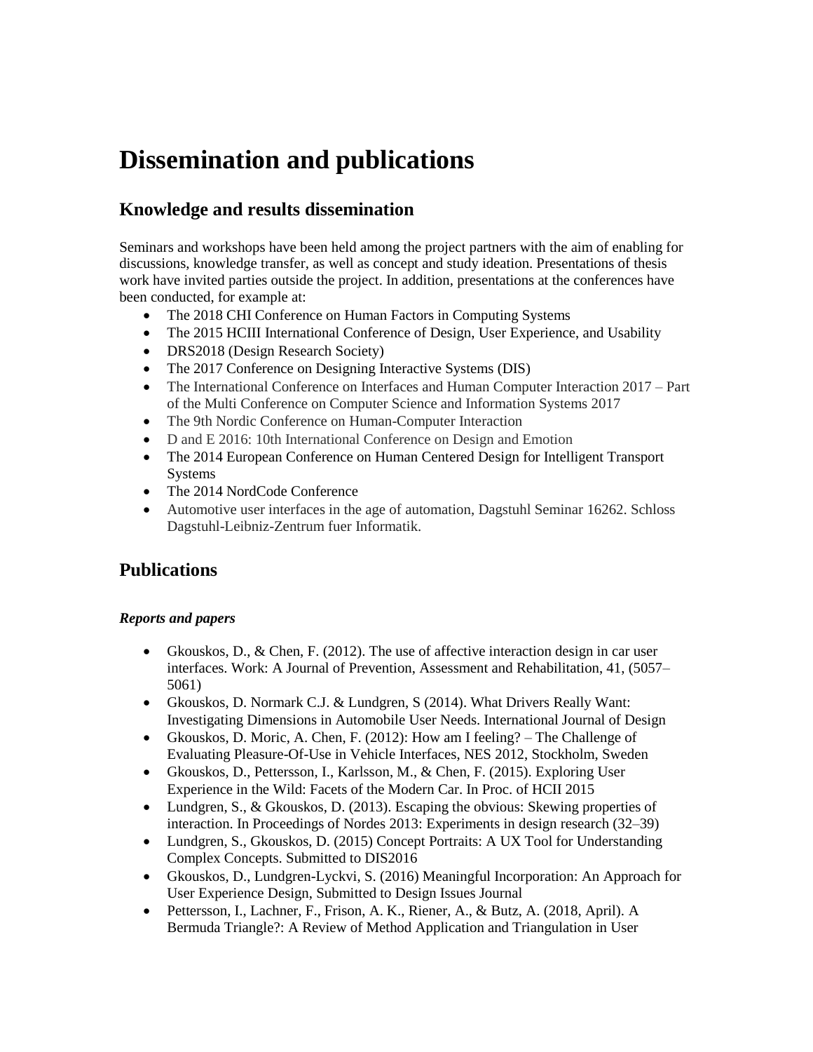# Dissemination and publications

## Knowledge and results dissemination

Seminars and workshops have been held among the project partners with the aim of enabling for discussions, knowledge transfer, as well as concept and study ideation. Presentations of thesis work have invited parties outside the project. In addition, presentations at the conferences have been conducted, for example at:

- The 2018 CHI Conference on Human Factors in Computing Systems
- The 2015 HCIII International Conference of Design, User Experience, and Usability
- DRS2018 (Design Research Society)
- The 2017 Conference on Designing Interactive Systems (DIS)
- The International Conference on Interfaces and Human Computer Interaction 2017 – Part of the Multi Conference on Computer Science and Information Systems 2017
- The 9th Nordic Conference on Human-Computer Interaction
- D and E 2016: 10th International Conference on Design and Emotion
- The 2014 European Conference on Human Centered Design for Intelligent Transport Systems
- The 2014 NordCode Conference
- Automotive user interfaces in the age of automation, Dagstuhl Seminar 16262. Schloss Dagstuhl-Leibniz-Zentrum fuer Informatik.

## Publications

### *Reports and papers*

- Gkouskos, D., & Chen, F. (2012). The use of affective interaction design in car user interfaces. Work: A Journal of Prevention, Assessment and Rehabilitation, 41, (5057–5061)
- Gkouskos, D. Normark C.J. & Lundgren, S (2014). What Drivers Really Want: Investigating Dimensions in Automobile User Needs. International Journal of Design
- Gkouskos, D. Moric, A. Chen, F. (2012): How am I feeling? – The Challenge of Evaluating Pleasure-Of-Use in Vehicle Interfaces, NES 2012, Stockholm, Sweden
- Gkouskos, D., Pettersson, I., Karlsson, M., & Chen, F. (2015). Exploring User Experience in the Wild: Facets of the Modern Car. In Proc. of HCII 2015
- Lundgren, S., & Gkouskos, D. (2013). Escaping the obvious: Skewing properties of interaction. In Proceedings of Nordes 2013: Experiments in design research (32–39)
- Lundgren, S., Gkouskos, D. (2015) Concept Portraits: A UX Tool for Understanding Complex Concepts. Submitted to DIS2016
- Gkouskos, D., Lundgren-Lyckvi, S. (2016) Meaningful Incorporation: An Approach for User Experience Design, Submitted to Design Issues Journal
- Pettersson, I., Lachner, F., Frison, A. K., Riener, A., & Butz, A. (2018, April). A Bermuda Triangle?: A Review of Method Application and Triangulation in User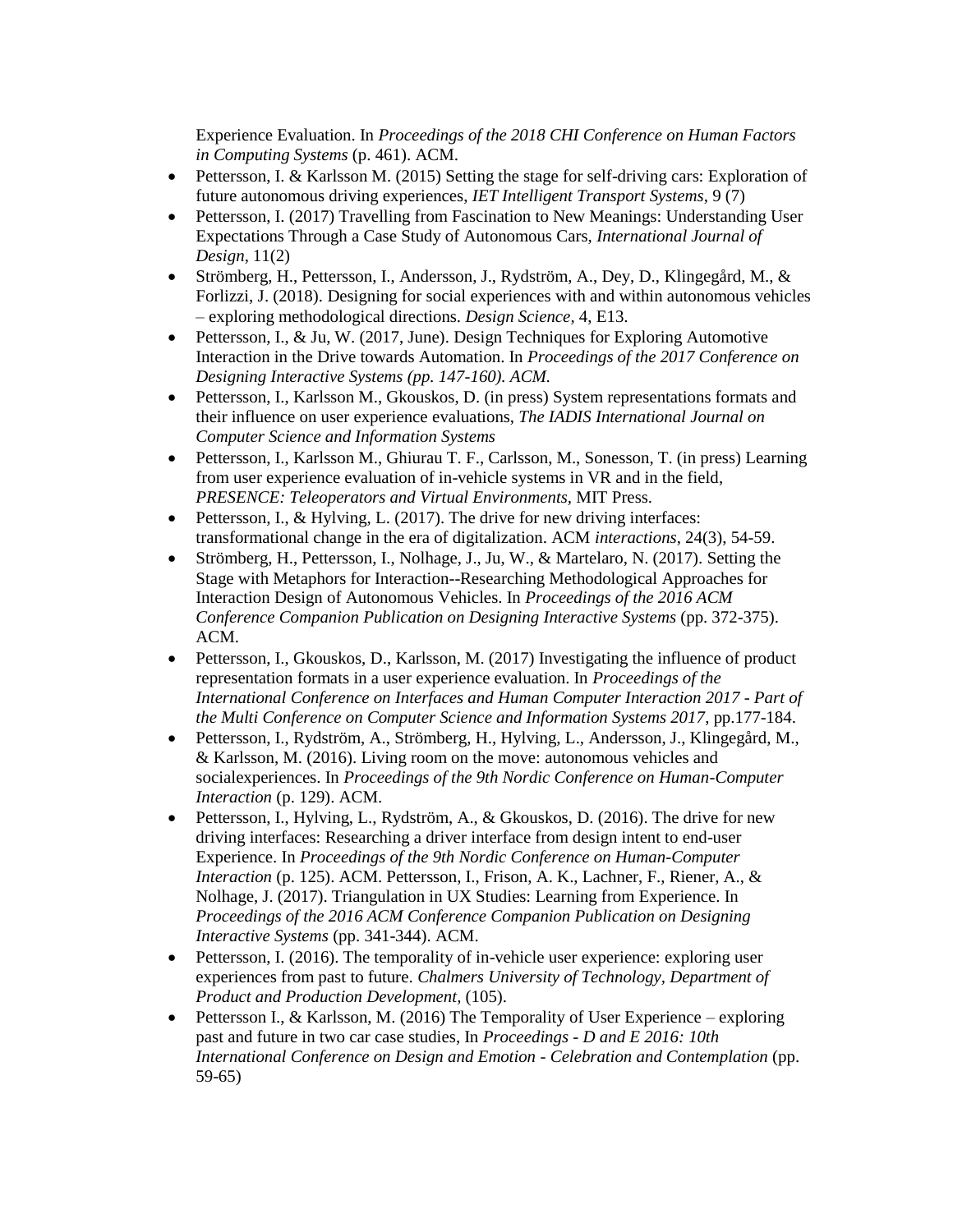Experience Evaluation. In *Proceedings of the 2018 CHI Conference on Human Factors in Computing Systems* (p. 461). ACM.

- Pettersson, I. & Karlsson M. (2015) Setting the stage for self-driving cars: Exploration of future autonomous driving experiences, *IET Intelligent Transport Systems*, 9 (7)
- Pettersson, I. (2017) Travelling from Fascination to New Meanings: Understanding User Expectations Through a Case Study of Autonomous Cars, *International Journal of Design*, 11(2)
- Strömberg, H., Pettersson, I., Andersson, J., Rydström, A., Dey, D., Klingegård, M., & Forlizzi, J. (2018). Designing for social experiences with and within autonomous vehicles – exploring methodological directions. *Design Science*, 4, E13.
- Pettersson, I., & Ju, W. (2017, June). Design Techniques for Exploring Automotive Interaction in the Drive towards Automation. In *Proceedings of the 2017 Conference on Designing Interactive Systems (pp. 147-160). ACM.*
- Pettersson, I., Karlsson M., Gkouskos, D. (in press) System representations formats and their influence on user experience evaluations, *The IADIS International Journal on Computer Science and Information Systems*
- Pettersson, I., Karlsson M., Ghiurau T. F., Carlsson, M., Sonesson, T. (in press) Learning from user experience evaluation of in-vehicle systems in VR and in the field, *PRESENCE: Teleoperators and Virtual Environments*, MIT Press.
- Pettersson, I., & Hylving, L. (2017). The drive for new driving interfaces: transformational change in the era of digitalization. ACM *interactions*, 24(3), 54-59.
- Strömberg, H., Pettersson, I., Nolhage, J., Ju, W., & Martelaro, N. (2017). Setting the Stage with Metaphors for Interaction--Researching Methodological Approaches for Interaction Design of Autonomous Vehicles. In *Proceedings of the 2016 ACM Conference Companion Publication on Designing Interactive Systems* (pp. 372-375). ACM.
- Pettersson, I., Gkouskos, D., Karlsson, M. (2017) Investigating the influence of product representation formats in a user experience evaluation. In *Proceedings of the International Conference on Interfaces and Human Computer Interaction 2017 - Part of the Multi Conference on Computer Science and Information Systems 2017*, pp.177-184.
- Pettersson, I., Rydström, A., Strömberg, H., Hylving, L., Andersson, J., Klingegård, M., & Karlsson, M. (2016). Living room on the move: autonomous vehicles and socialexperiences. In *Proceedings of the 9th Nordic Conference on Human-Computer Interaction* (p. 129). ACM.
- Pettersson, I., Hylving, L., Rydström, A., & Gkouskos, D. (2016). The drive for new driving interfaces: Researching a driver interface from design intent to end-user Experience. In *Proceedings of the 9th Nordic Conference on Human-Computer Interaction* (p. 125). ACM. Pettersson, I., Frison, A. K., Lachner, F., Riener, A., & Nolhage, J. (2017). Triangulation in UX Studies: Learning from Experience. In *Proceedings of the 2016 ACM Conference Companion Publication on Designing Interactive Systems* (pp. 341-344). ACM.
- Pettersson, I. (2016). The temporality of in-vehicle user experience: exploring user experiences from past to future. *Chalmers University of Technology, Department of Product and Production Development*, (105).
- Pettersson I., & Karlsson, M. (2016) The Temporality of User Experience – exploring past and future in two car case studies, In *Proceedings - D and E 2016: 10th International Conference on Design and Emotion - Celebration and Contemplation* (pp. 59-65)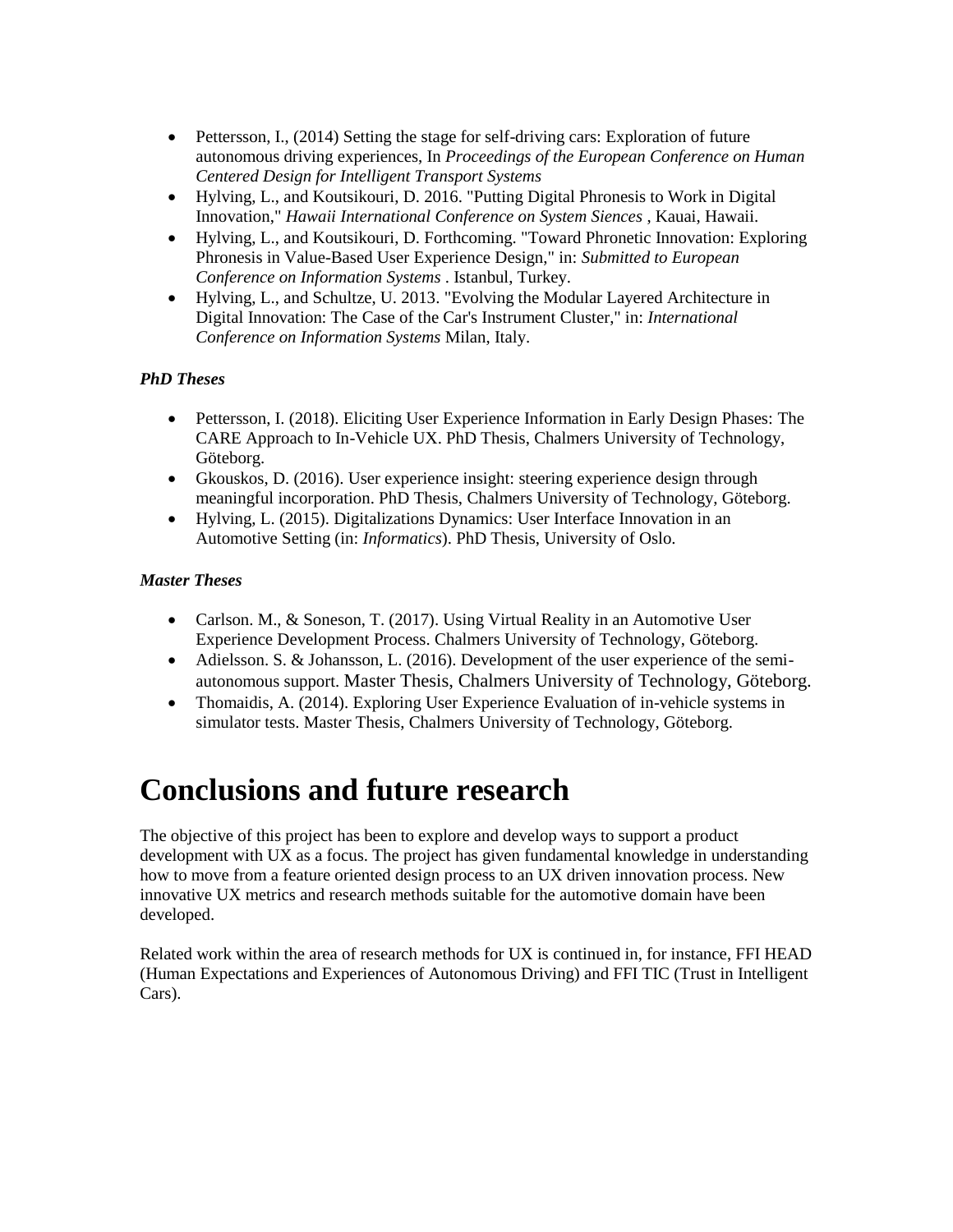- Pettersson, I., (2014) Setting the stage for self-driving cars: Exploration of future autonomous driving experiences, In *Proceedings of the European Conference on Human Centered Design for Intelligent Transport Systems*
- Hylving, L., and Koutsikouri, D. 2016. "Putting Digital Phronesis to Work in Digital Innovation," *Hawaii International Conference on System Siences* , Kauai, Hawaii.
- Hylving, L., and Koutsikouri, D. Forthcoming. "Toward Phronetic Innovation: Exploring Phronesis in Value-Based User Experience Design," in: *Submitted to European Conference on Information Systems* . Istanbul, Turkey.
- Hylving, L., and Schultze, U. 2013. "Evolving the Modular Layered Architecture in Digital Innovation: The Case of the Car's Instrument Cluster," in: *International Conference on Information Systems* Milan, Italy.

***PhD Theses***

- Pettersson, I. (2018). Eliciting User Experience Information in Early Design Phases: The CARE Approach to In-Vehicle UX. PhD Thesis, Chalmers University of Technology, Göteborg.
- Gkouskos, D. (2016). User experience insight: steering experience design through meaningful incorporation. PhD Thesis, Chalmers University of Technology, Göteborg.
- Hylving, L. (2015). Digitalizations Dynamics: User Interface Innovation in an Automotive Setting (in: *Informatics*). PhD Thesis, University of Oslo.

***Master Theses***

- Carlson. M., & Soneson, T. (2017). Using Virtual Reality in an Automotive User Experience Development Process. Chalmers University of Technology, Göteborg.
- Adielsson. S. & Johansson, L. (2016). Development of the user experience of the semi-autonomous support. Master Thesis, Chalmers University of Technology, Göteborg.
- Thomaidis, A. (2014). Exploring User Experience Evaluation of in-vehicle systems in simulator tests. Master Thesis, Chalmers University of Technology, Göteborg.

# Conclusions and future research

The objective of this project has been to explore and develop ways to support a product development with UX as a focus. The project has given fundamental knowledge in understanding how to move from a feature oriented design process to an UX driven innovation process. New innovative UX metrics and research methods suitable for the automotive domain have been developed.

Related work within the area of research methods for UX is continued in, for instance, FFI HEAD (Human Expectations and Experiences of Autonomous Driving) and FFI TIC (Trust in Intelligent Cars).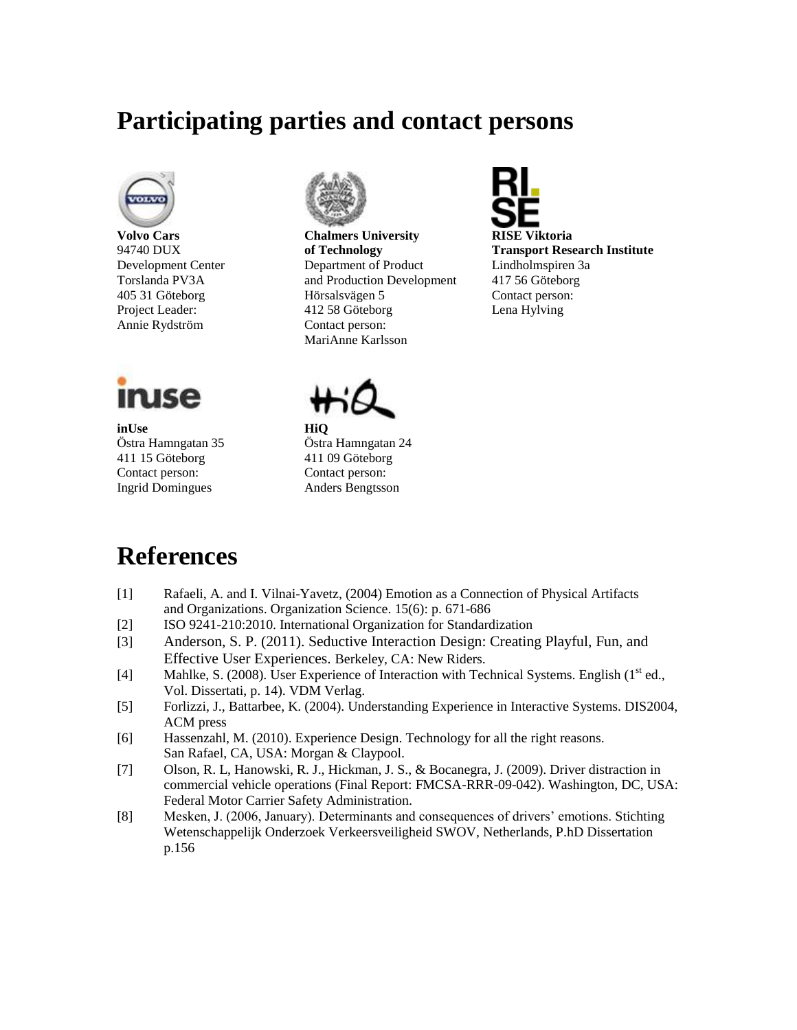# Participating parties and contact persons

**Volvo Cars**
94740 DUX
Development Center
Torslanda PV3A
405 31 Göteborg
Project Leader:
Annie Rydström

**Chalmers University of Technology**
Department of Product and Production Development
Hörsalsvägen 5
412 58 Göteborg
Contact person:
MariAnne Karlsson

**RISE Viktoria Transport Research Institute**
Lindholmspiren 3a
417 56 Göteborg
Contact person:
Lena Hylving

**inUse**
Östra Hamngatan 35
411 15 Göteborg
Contact person:
Ingrid Domingues

**HiQ**
Östra Hamngatan 24
411 09 Göteborg
Contact person:
Anders Bengtsson

# References

[1] Rafaeli, A. and I. Vilnai-Yavetz, (2004) Emotion as a Connection of Physical Artifacts and Organizations. Organization Science. 15(6): p. 671-686

[2] ISO 9241-210:2010. International Organization for Standardization

[3] Anderson, S. P. (2011). Seductive Interaction Design: Creating Playful, Fun, and Effective User Experiences. Berkeley, CA: New Riders.

[4] Mahlke, S. (2008). User Experience of Interaction with Technical Systems. English (1st ed., Vol. Dissertati, p. 14). VDM Verlag.

[5] Forlizzi, J., Battarbee, K. (2004). Understanding Experience in Interactive Systems. DIS2004, ACM press

[6] Hassenzahl, M. (2010). Experience Design. Technology for all the right reasons. San Rafael, CA, USA: Morgan & Claypool.

[7] Olson, R. L, Hanowski, R. J., Hickman, J. S., & Bocanegra, J. (2009). Driver distraction in commercial vehicle operations (Final Report: FMCSA-RRR-09-042). Washington, DC, USA: Federal Motor Carrier Safety Administration.

[8] Mesken, J. (2006, January). Determinants and consequences of drivers' emotions. Stichting Wetenschappelijk Onderzoek Verkeersveiligheid SWOV, Netherlands, P.hD Dissertation p.156